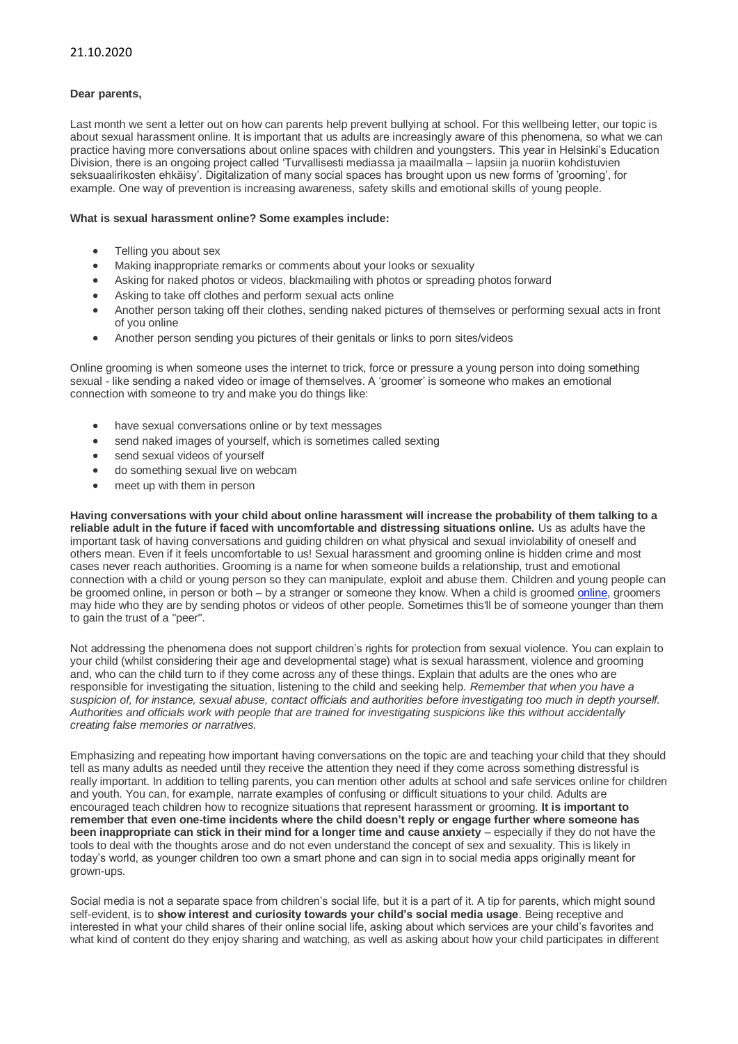21.10.2020

**Dear parents,**

Last month we sent a letter out on how can parents help prevent bullying at school. For this wellbeing letter, our topic is about sexual harassment online. It is important that us adults are increasingly aware of this phenomena, so what we can practice having more conversations about online spaces with children and youngsters. This year in Helsinki's Education Division, there is an ongoing project called 'Turvallisesti mediassa ja maailmalla – lapsiin ja nuoriin kohdistuvien seksuaalirikosten ehkäisy'. Digitalization of many social spaces has brought upon us new forms of 'grooming', for example. One way of prevention is increasing awareness, safety skills and emotional skills of young people.

**What is sexual harassment online? Some examples include:**

- Telling you about sex
- Making inappropriate remarks or comments about your looks or sexuality
- Asking for naked photos or videos, blackmailing with photos or spreading photos forward
- Asking to take off clothes and perform sexual acts online
- Another person taking off their clothes, sending naked pictures of themselves or performing sexual acts in front of you online
- Another person sending you pictures of their genitals or links to porn sites/videos

Online grooming is when someone uses the internet to trick, force or pressure a young person into doing something sexual - like sending a naked video or image of themselves. A 'groomer' is someone who makes an emotional connection with someone to try and make you do things like:

- have sexual conversations online or by text messages
- send naked images of yourself, which is sometimes called sexting
- send sexual videos of yourself
- do something sexual live on webcam
- meet up with them in person

**Having conversations with your child about online harassment will increase the probability of them talking to a reliable adult in the future if faced with uncomfortable and distressing situations online.** Us as adults have the important task of having conversations and guiding children on what physical and sexual inviolability of oneself and others mean. Even if it feels uncomfortable to us! Sexual harassment and grooming online is hidden crime and most cases never reach authorities. Grooming is a name for when someone builds a relationship, trust and emotional connection with a child or young person so they can manipulate, exploit and abuse them. Children and young people can be groomed online, in person or both – by a stranger or someone they know. When a child is groomed online, groomers may hide who they are by sending photos or videos of other people. Sometimes this'll be of someone younger than them to gain the trust of a "peer".

Not addressing the phenomena does not support children's rights for protection from sexual violence. You can explain to your child (whilst considering their age and developmental stage) what is sexual harassment, violence and grooming and, who can the child turn to if they come across any of these things. Explain that adults are the ones who are responsible for investigating the situation, listening to the child and seeking help. *Remember that when you have a suspicion of, for instance, sexual abuse, contact officials and authorities before investigating too much in depth yourself. Authorities and officials work with people that are trained for investigating suspicions like this without accidentally creating false memories or narratives.*

Emphasizing and repeating how important having conversations on the topic are and teaching your child that they should tell as many adults as needed until they receive the attention they need if they come across something distressful is really important. In addition to telling parents, you can mention other adults at school and safe services online for children and youth. You can, for example, narrate examples of confusing or difficult situations to your child. Adults are encouraged teach children how to recognize situations that represent harassment or grooming. **It is important to remember that even one-time incidents where the child doesn't reply or engage further where someone has been inappropriate can stick in their mind for a longer time and cause anxiety** – especially if they do not have the tools to deal with the thoughts arose and do not even understand the concept of sex and sexuality. This is likely in today's world, as younger children too own a smart phone and can sign in to social media apps originally meant for grown-ups.

Social media is not a separate space from children's social life, but it is a part of it. A tip for parents, which might sound self-evident, is to **show interest and curiosity towards your child's social media usage**. Being receptive and interested in what your child shares of their online social life, asking about which services are your child's favorites and what kind of content do they enjoy sharing and watching, as well as asking about how your child participates in different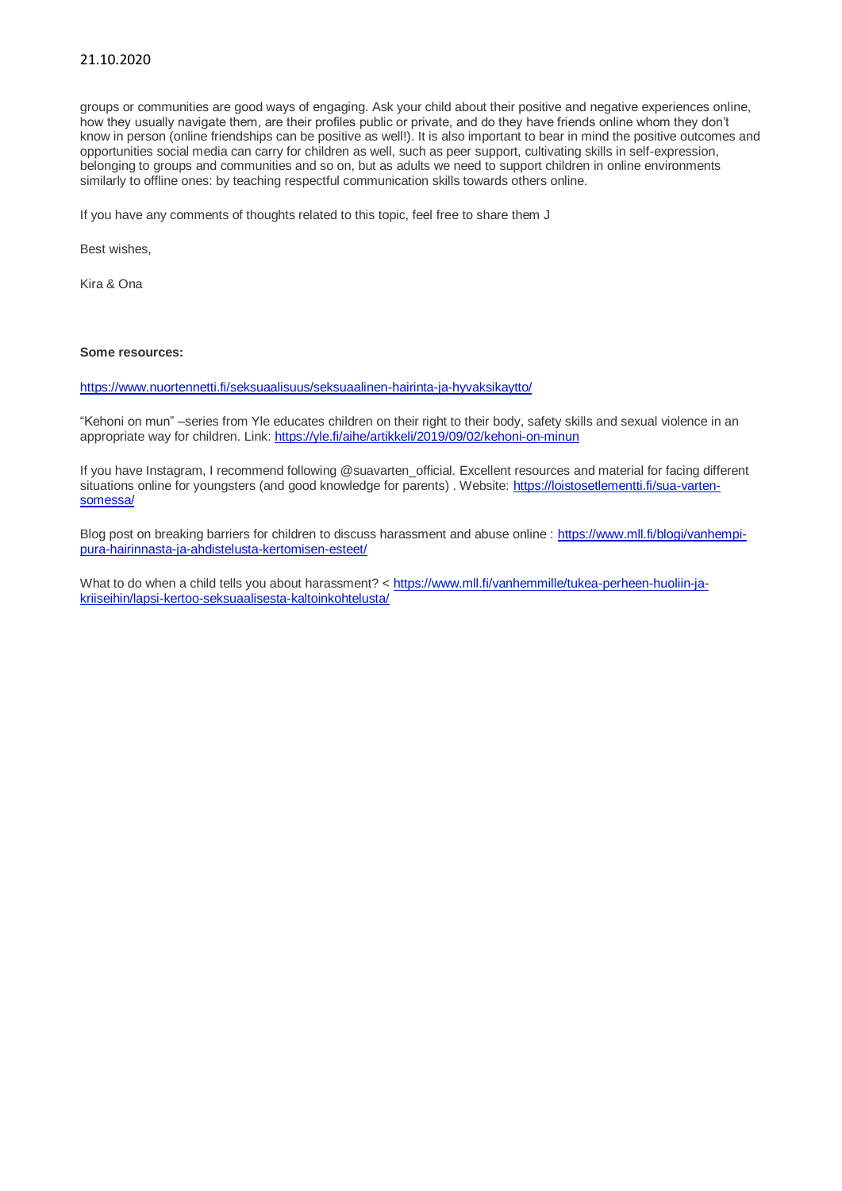groups or communities are good ways of engaging. Ask your child about their positive and negative experiences online, how they usually navigate them, are their profiles public or private, and do they have friends online whom they don't know in person (online friendships can be positive as well!). It is also important to bear in mind the positive outcomes and opportunities social media can carry for children as well, such as peer support, cultivating skills in self-expression, belonging to groups and communities and so on, but as adults we need to support children in online environments similarly to offline ones: by teaching respectful communication skills towards others online.

If you have any comments of thoughts related to this topic, feel free to share them J

Best wishes,

Kira & Ona

**Some resources:**

https://www.nuortennetti.fi/seksuaalisuus/seksuaalinen-hairinta-ja-hyvaksikaytto/

"Kehoni on mun" –series from Yle educates children on their right to their body, safety skills and sexual violence in an appropriate way for children. Link: https://yle.fi/aihe/artikkeli/2019/09/02/kehoni-on-minun

If you have Instagram, I recommend following @suavarten_official. Excellent resources and material for facing different situations online for youngsters (and good knowledge for parents) . Website: https://loistosetlementti.fi/sua-varten-somessa/

Blog post on breaking barriers for children to discuss harassment and abuse online : https://www.mll.fi/blogi/vanhempi-pura-hairinnasta-ja-ahdistelusta-kertomisen-esteet/

What to do when a child tells you about harassment? < https://www.mll.fi/vanhemmille/tukea-perheen-huoliin-ja-kriiseihin/lapsi-kertoo-seksuaalisesta-kaltoinkohtelusta/